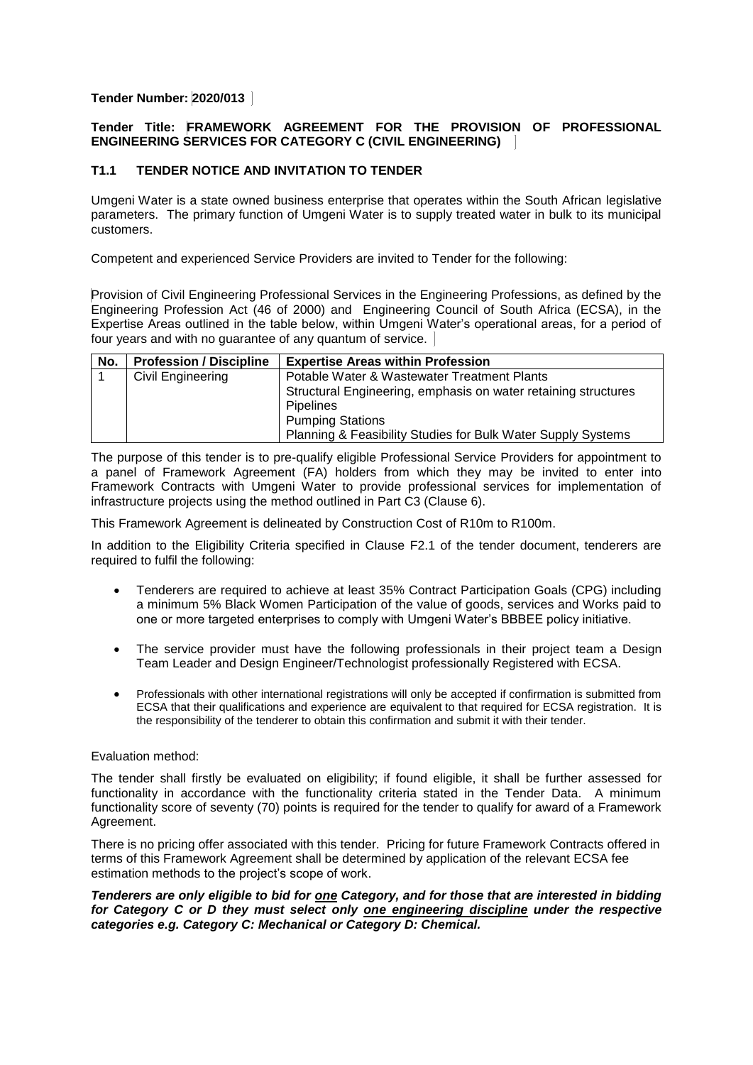**Tender Number: 2020/013**

**Tender Title: FRAMEWORK AGREEMENT FOR THE PROVISION OF PROFESSIONAL ENGINEERING SERVICES FOR CATEGORY C (CIVIL ENGINEERING)**

## T1.1 TENDER NOTICE AND INVITATION TO TENDER

Umgeni Water is a state owned business enterprise that operates within the South African legislative parameters. The primary function of Umgeni Water is to supply treated water in bulk to its municipal customers.

Competent and experienced Service Providers are invited to Tender for the following:

Provision of Civil Engineering Professional Services in the Engineering Professions, as defined by the Engineering Profession Act (46 of 2000) and Engineering Council of South Africa (ECSA), in the Expertise Areas outlined in the table below, within Umgeni Water's operational areas, for a period of four years and with no guarantee of any quantum of service.

| No. | Profession / Discipline | Expertise Areas within Profession |
|---|---|---|
| 1 | Civil Engineering | Potable Water & Wastewater Treatment Plants<br>Structural Engineering, emphasis on water retaining structures<br>Pipelines<br>Pumping Stations<br>Planning & Feasibility Studies for Bulk Water Supply Systems |

The purpose of this tender is to pre-qualify eligible Professional Service Providers for appointment to a panel of Framework Agreement (FA) holders from which they may be invited to enter into Framework Contracts with Umgeni Water to provide professional services for implementation of infrastructure projects using the method outlined in Part C3 (Clause 6).

This Framework Agreement is delineated by Construction Cost of R10m to R100m.

In addition to the Eligibility Criteria specified in Clause F2.1 of the tender document, tenderers are required to fulfil the following:

- Tenderers are required to achieve at least 35% Contract Participation Goals (CPG) including a minimum 5% Black Women Participation of the value of goods, services and Works paid to one or more targeted enterprises to comply with Umgeni Water's BBBEE policy initiative.
- The service provider must have the following professionals in their project team a Design Team Leader and Design Engineer/Technologist professionally Registered with ECSA.
- Professionals with other international registrations will only be accepted if confirmation is submitted from ECSA that their qualifications and experience are equivalent to that required for ECSA registration. It is the responsibility of the tenderer to obtain this confirmation and submit it with their tender.

Evaluation method:

The tender shall firstly be evaluated on eligibility; if found eligible, it shall be further assessed for functionality in accordance with the functionality criteria stated in the Tender Data. A minimum functionality score of seventy (70) points is required for the tender to qualify for award of a Framework Agreement.

There is no pricing offer associated with this tender. Pricing for future Framework Contracts offered in terms of this Framework Agreement shall be determined by application of the relevant ECSA fee estimation methods to the project's scope of work.

***Tenderers are only eligible to bid for <u>one</u> Category, and for those that are interested in bidding for Category C or D they must select only <u>one engineering discipline</u> under the respective categories e.g. Category C: Mechanical or Category D: Chemical.***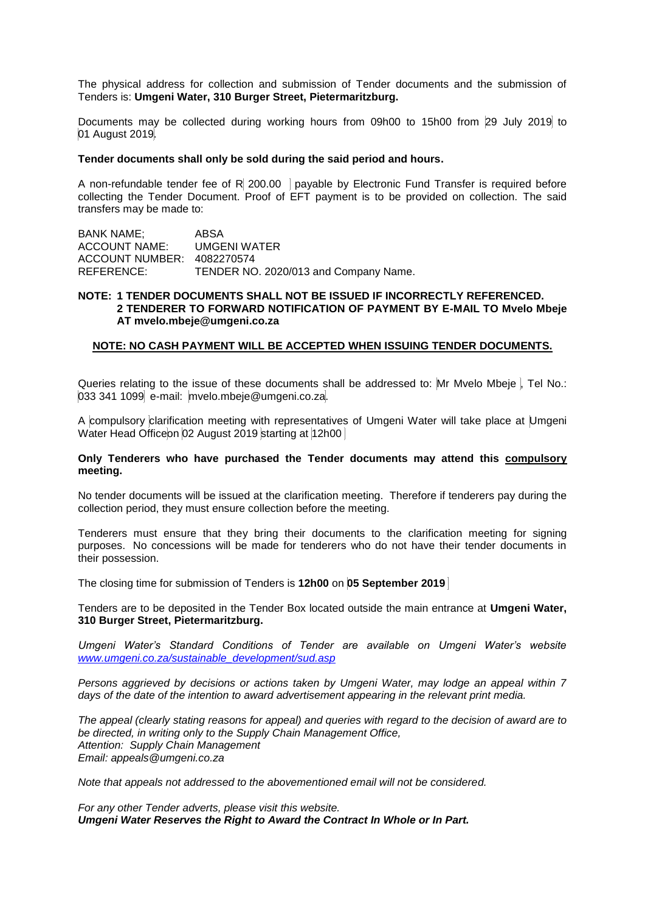The physical address for collection and submission of Tender documents and the submission of Tenders is: **Umgeni Water, 310 Burger Street, Pietermaritzburg.**

Documents may be collected during working hours from 09h00 to 15h00 from 29 July 2019 to 01 August 2019.

**Tender documents shall only be sold during the said period and hours.**

A non-refundable tender fee of R 200.00 payable by Electronic Fund Transfer is required before collecting the Tender Document. Proof of EFT payment is to be provided on collection. The said transfers may be made to:

| | |
|---|---|
| BANK NAME; | ABSA |
| ACCOUNT NAME: | UMGENI WATER |
| ACCOUNT NUMBER: | 4082270574 |
| REFERENCE: | TENDER NO. 2020/013 and Company Name. |

**NOTE: 1 TENDER DOCUMENTS SHALL NOT BE ISSUED IF INCORRECTLY REFERENCED.**
**2 TENDERER TO FORWARD NOTIFICATION OF PAYMENT BY E-MAIL TO Mvelo Mbeje AT mvelo.mbeje@umgeni.co.za**

**NOTE: NO CASH PAYMENT WILL BE ACCEPTED WHEN ISSUING TENDER DOCUMENTS.**

Queries relating to the issue of these documents shall be addressed to: Mr Mvelo Mbeje , Tel No.: 033 341 1099 e-mail: mvelo.mbeje@umgeni.co.za.

A compulsory clarification meeting with representatives of Umgeni Water will take place at Umgeni Water Head Office on 02 August 2019 starting at 12h00

**Only Tenderers who have purchased the Tender documents may attend this compulsory meeting.**

No tender documents will be issued at the clarification meeting. Therefore if tenderers pay during the collection period, they must ensure collection before the meeting.

Tenderers must ensure that they bring their documents to the clarification meeting for signing purposes. No concessions will be made for tenderers who do not have their tender documents in their possession.

The closing time for submission of Tenders is **12h00** on **05 September 2019**

Tenders are to be deposited in the Tender Box located outside the main entrance at **Umgeni Water, 310 Burger Street, Pietermaritzburg.**

*Umgeni Water's Standard Conditions of Tender are available on Umgeni Water's website www.umgeni.co.za/sustainable_development/sud.asp*

*Persons aggrieved by decisions or actions taken by Umgeni Water, may lodge an appeal within 7 days of the date of the intention to award advertisement appearing in the relevant print media.*

*The appeal (clearly stating reasons for appeal) and queries with regard to the decision of award are to be directed, in writing only to the Supply Chain Management Office,*
*Attention: Supply Chain Management*
*Email: appeals@umgeni.co.za*

*Note that appeals not addressed to the abovementioned email will not be considered.*

*For any other Tender adverts, please visit this website.*
***Umgeni Water Reserves the Right to Award the Contract In Whole or In Part.***